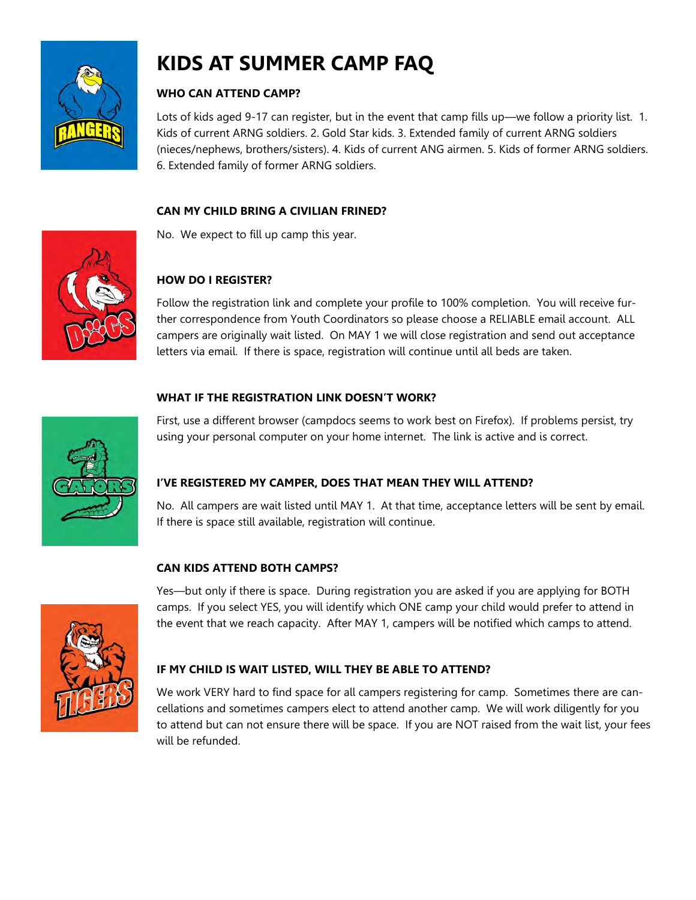# KIDS AT SUMMER CAMP FAQ

### WHO CAN ATTEND CAMP?

Lots of kids aged 9-17 can register, but in the event that camp fills up—we follow a priority list. 1. Kids of current ARNG soldiers. 2. Gold Star kids. 3. Extended family of current ARNG soldiers (nieces/nephews, brothers/sisters). 4. Kids of current ANG airmen. 5. Kids of former ARNG soldiers. 6. Extended family of former ARNG soldiers.

### CAN MY CHILD BRING A CIVILIAN FRINED?

No. We expect to fill up camp this year.

### HOW DO I REGISTER?

Follow the registration link and complete your profile to 100% completion. You will receive further correspondence from Youth Coordinators so please choose a RELIABLE email account. ALL campers are originally wait listed. On MAY 1 we will close registration and send out acceptance letters via email. If there is space, registration will continue until all beds are taken.

### WHAT IF THE REGISTRATION LINK DOESN'T WORK?

First, use a different browser (campdocs seems to work best on Firefox). If problems persist, try using your personal computer on your home internet. The link is active and is correct.

### I'VE REGISTERED MY CAMPER, DOES THAT MEAN THEY WILL ATTEND?

No. All campers are wait listed until MAY 1. At that time, acceptance letters will be sent by email. If there is space still available, registration will continue.

### CAN KIDS ATTEND BOTH CAMPS?

Yes—but only if there is space. During registration you are asked if you are applying for BOTH camps. If you select YES, you will identify which ONE camp your child would prefer to attend in the event that we reach capacity. After MAY 1, campers will be notified which camps to attend.

### IF MY CHILD IS WAIT LISTED, WILL THEY BE ABLE TO ATTEND?

We work VERY hard to find space for all campers registering for camp. Sometimes there are cancellations and sometimes campers elect to attend another camp. We will work diligently for you to attend but can not ensure there will be space. If you are NOT raised from the wait list, your fees will be refunded.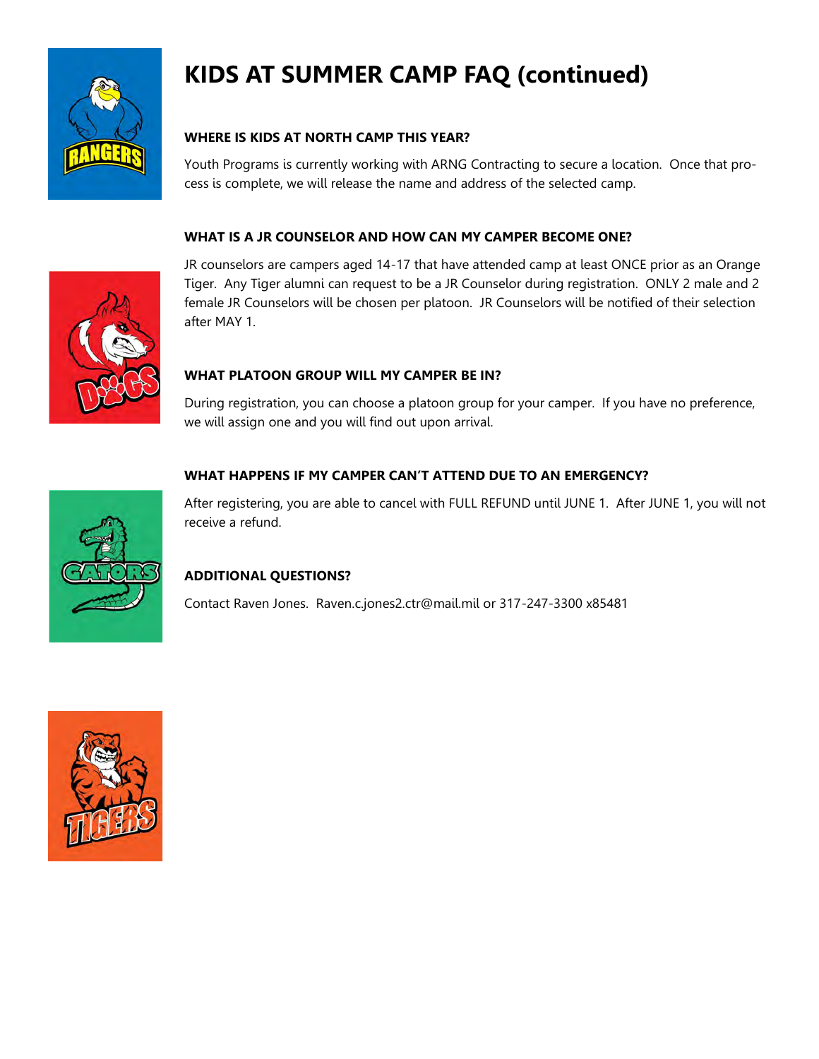# KIDS AT SUMMER CAMP FAQ (continued)

**WHERE IS KIDS AT NORTH CAMP THIS YEAR?**

Youth Programs is currently working with ARNG Contracting to secure a location. Once that process is complete, we will release the name and address of the selected camp.

**WHAT IS A JR COUNSELOR AND HOW CAN MY CAMPER BECOME ONE?**

JR counselors are campers aged 14-17 that have attended camp at least ONCE prior as an Orange Tiger. Any Tiger alumni can request to be a JR Counselor during registration. ONLY 2 male and 2 female JR Counselors will be chosen per platoon. JR Counselors will be notified of their selection after MAY 1.

**WHAT PLATOON GROUP WILL MY CAMPER BE IN?**

During registration, you can choose a platoon group for your camper. If you have no preference, we will assign one and you will find out upon arrival.

**WHAT HAPPENS IF MY CAMPER CAN'T ATTEND DUE TO AN EMERGENCY?**

After registering, you are able to cancel with FULL REFUND until JUNE 1. After JUNE 1, you will not receive a refund.

**ADDITIONAL QUESTIONS?**

Contact Raven Jones. Raven.c.jones2.ctr@mail.mil or 317-247-3300 x85481